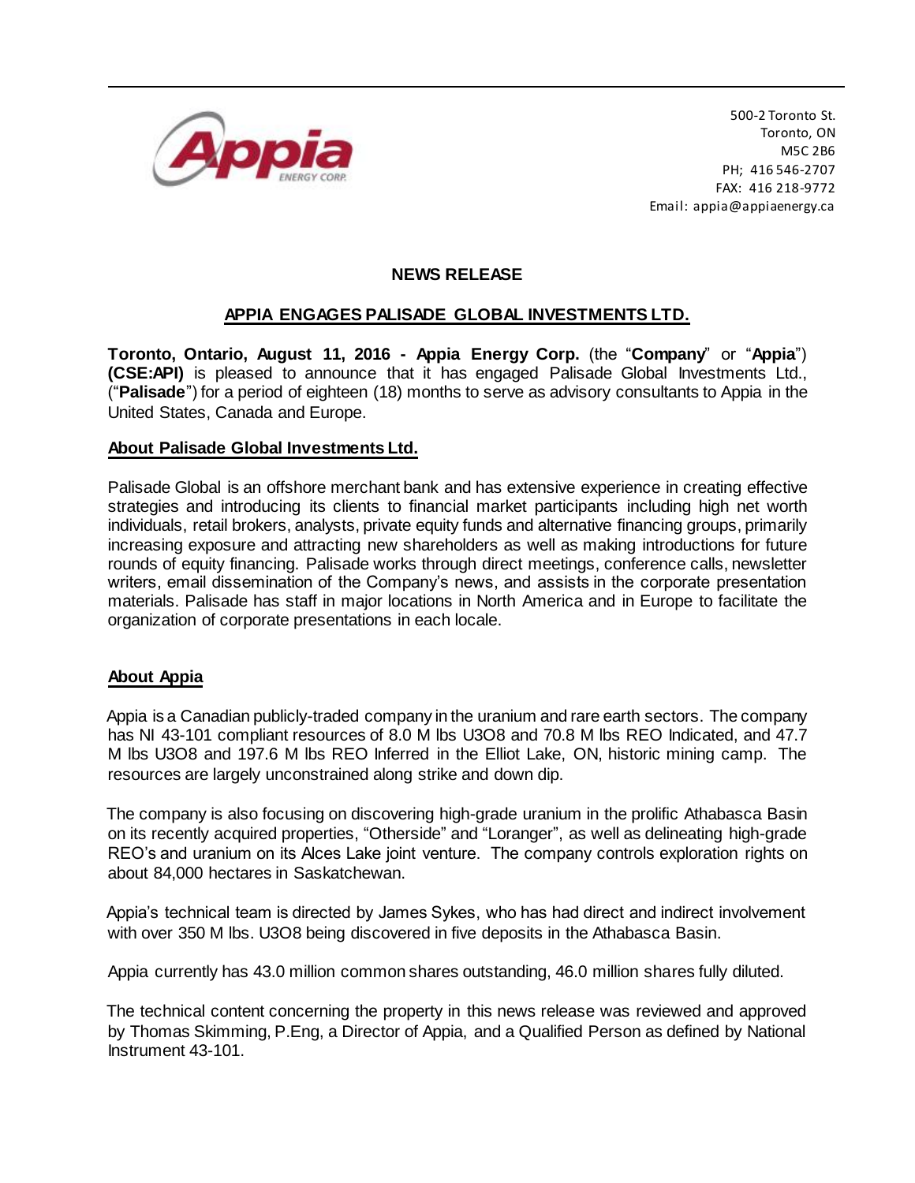500-2 Toronto St.
Toronto, ON
M5C 2B6
PH; 416 546-2707
FAX: 416 218-9772
Email: appia@appiaenergy.ca

## NEWS RELEASE

## APPIA ENGAGES PALISADE GLOBAL INVESTMENTS LTD.

**Toronto, Ontario, August 11, 2016 - Appia Energy Corp.** (the "**Company**" or "**Appia**") **(CSE:API)** is pleased to announce that it has engaged Palisade Global Investments Ltd., ("**Palisade**") for a period of eighteen (18) months to serve as advisory consultants to Appia in the United States, Canada and Europe.

### About Palisade Global Investments Ltd.

Palisade Global is an offshore merchant bank and has extensive experience in creating effective strategies and introducing its clients to financial market participants including high net worth individuals, retail brokers, analysts, private equity funds and alternative financing groups, primarily increasing exposure and attracting new shareholders as well as making introductions for future rounds of equity financing. Palisade works through direct meetings, conference calls, newsletter writers, email dissemination of the Company's news, and assists in the corporate presentation materials. Palisade has staff in major locations in North America and in Europe to facilitate the organization of corporate presentations in each locale.

### About Appia

Appia is a Canadian publicly-traded company in the uranium and rare earth sectors. The company has NI 43-101 compliant resources of 8.0 M lbs U3O8 and 70.8 M lbs REO Indicated, and 47.7 M lbs U3O8 and 197.6 M lbs REO Inferred in the Elliot Lake, ON, historic mining camp. The resources are largely unconstrained along strike and down dip.

The company is also focusing on discovering high-grade uranium in the prolific Athabasca Basin on its recently acquired properties, "Otherside" and "Loranger", as well as delineating high-grade REO's and uranium on its Alces Lake joint venture. The company controls exploration rights on about 84,000 hectares in Saskatchewan.

Appia's technical team is directed by James Sykes, who has had direct and indirect involvement with over 350 M lbs. U3O8 being discovered in five deposits in the Athabasca Basin.

Appia currently has 43.0 million common shares outstanding, 46.0 million shares fully diluted.

The technical content concerning the property in this news release was reviewed and approved by Thomas Skimming, P.Eng, a Director of Appia, and a Qualified Person as defined by National Instrument 43-101.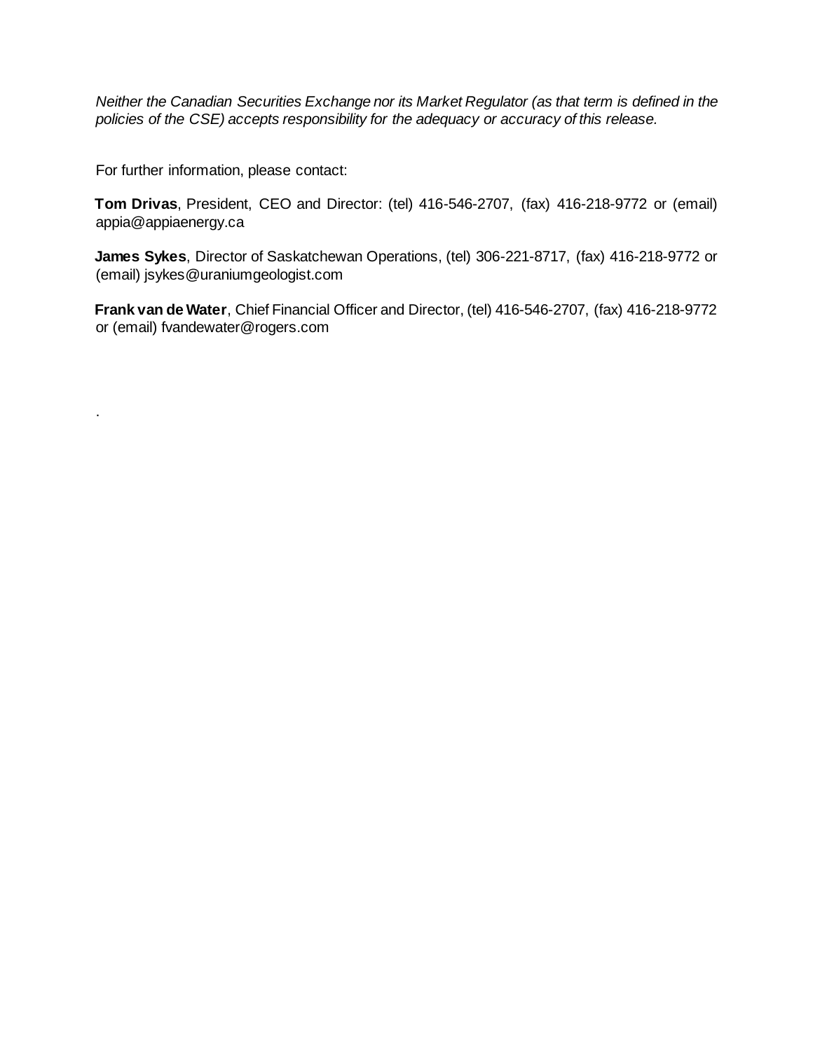*Neither the Canadian Securities Exchange nor its Market Regulator (as that term is defined in the policies of the CSE) accepts responsibility for the adequacy or accuracy of this release.*

For further information, please contact:

**Tom Drivas**, President, CEO and Director: (tel) 416-546-2707, (fax) 416-218-9772 or (email) appia@appiaenergy.ca

**James Sykes**, Director of Saskatchewan Operations, (tel) 306-221-8717, (fax) 416-218-9772 or (email) jsykes@uraniumgeologist.com

**Frank van de Water**, Chief Financial Officer and Director, (tel) 416-546-2707, (fax) 416-218-9772 or (email) fvandewater@rogers.com

.